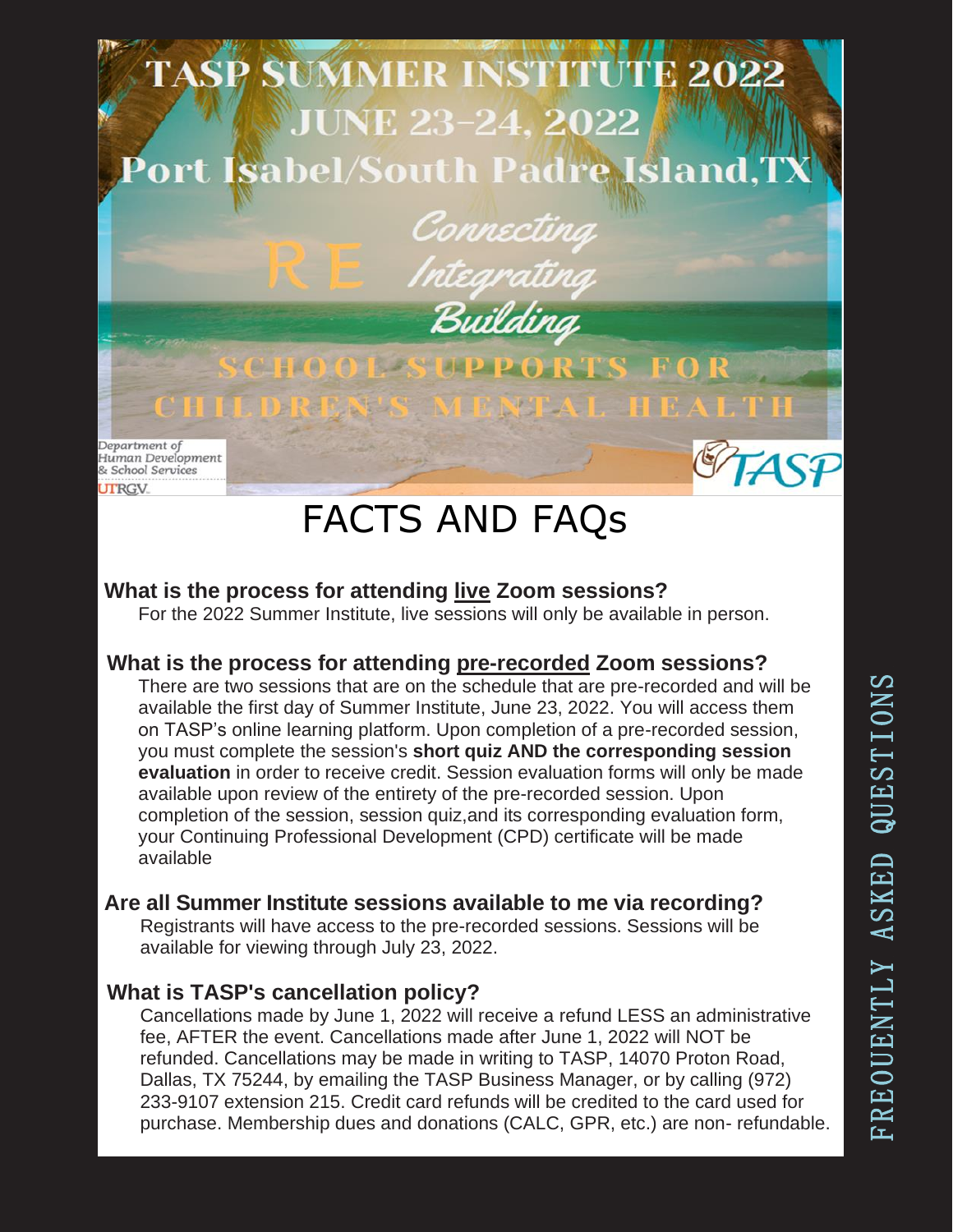# TASP SUMMER INSTITUTE 2022

## JUNE 23-24, 2022

## Port Isabel/South Padre Island,TX

RE Connecting  
Integrating  
Building

SCHOOL SUPPORTS FOR CHILDREN'S MENTAL HEALTH

Department of Human Development & School Services  
UTRGV

TASP

# FACTS AND FAQs

### What is the process for attending live Zoom sessions?

For the 2022 Summer Institute, live sessions will only be available in person.

### What is the process for attending pre-recorded Zoom sessions?

There are two sessions that are on the schedule that are pre-recorded and will be available the first day of Summer Institute, June 23, 2022. You will access them on TASP's online learning platform. Upon completion of a pre-recorded session, you must complete the session's **short quiz AND the corresponding session evaluation** in order to receive credit. Session evaluation forms will only be made available upon review of the entirety of the pre-recorded session. Upon completion of the session, session quiz,and its corresponding evaluation form, your Continuing Professional Development (CPD) certificate will be made available

### Are all Summer Institute sessions available to me via recording?

Registrants will have access to the pre-recorded sessions. Sessions will be available for viewing through July 23, 2022.

### What is TASP's cancellation policy?

Cancellations made by June 1, 2022 will receive a refund LESS an administrative fee, AFTER the event. Cancellations made after June 1, 2022 will NOT be refunded. Cancellations may be made in writing to TASP, 14070 Proton Road, Dallas, TX 75244, by emailing the TASP Business Manager, or by calling (972) 233-9107 extension 215. Credit card refunds will be credited to the card used for purchase. Membership dues and donations (CALC, GPR, etc.) are non- refundable.

FREQUENTLY ASKED QUESTIONS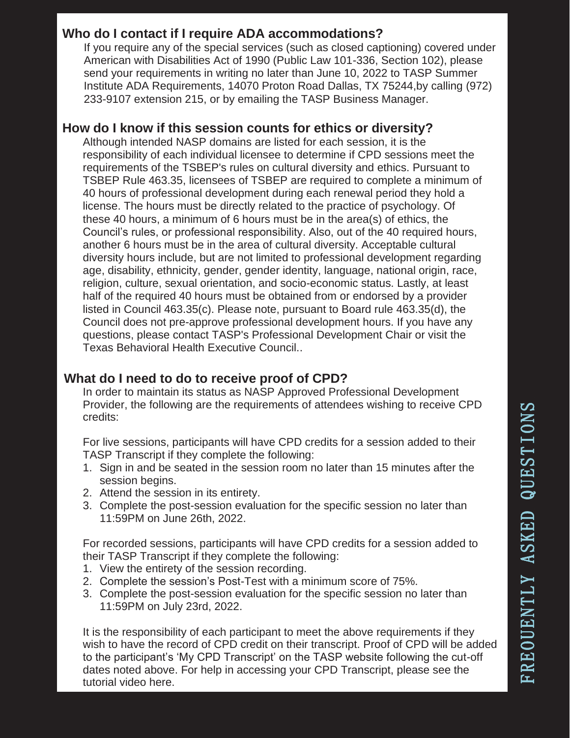## Who do I contact if I require ADA accommodations?

If you require any of the special services (such as closed captioning) covered under American with Disabilities Act of 1990 (Public Law 101-336, Section 102), please send your requirements in writing no later than June 10, 2022 to TASP Summer Institute ADA Requirements, 14070 Proton Road Dallas, TX 75244,by calling (972) 233-9107 extension 215, or by emailing the TASP Business Manager.

## How do I know if this session counts for ethics or diversity?

Although intended NASP domains are listed for each session, it is the responsibility of each individual licensee to determine if CPD sessions meet the requirements of the TSBEP's rules on cultural diversity and ethics. Pursuant to TSBEP Rule 463.35, licensees of TSBEP are required to complete a minimum of 40 hours of professional development during each renewal period they hold a license. The hours must be directly related to the practice of psychology. Of these 40 hours, a minimum of 6 hours must be in the area(s) of ethics, the Council's rules, or professional responsibility. Also, out of the 40 required hours, another 6 hours must be in the area of cultural diversity. Acceptable cultural diversity hours include, but are not limited to professional development regarding age, disability, ethnicity, gender, gender identity, language, national origin, race, religion, culture, sexual orientation, and socio-economic status. Lastly, at least half of the required 40 hours must be obtained from or endorsed by a provider listed in Council 463.35(c). Please note, pursuant to Board rule 463.35(d), the Council does not pre-approve professional development hours. If you have any questions, please contact TASP's Professional Development Chair or visit the Texas Behavioral Health Executive Council..

## What do I need to do to receive proof of CPD?

In order to maintain its status as NASP Approved Professional Development Provider, the following are the requirements of attendees wishing to receive CPD credits:

For live sessions, participants will have CPD credits for a session added to their TASP Transcript if they complete the following:

1. Sign in and be seated in the session room no later than 15 minutes after the session begins.
2. Attend the session in its entirety.
3. Complete the post-session evaluation for the specific session no later than 11:59PM on June 26th, 2022.

For recorded sessions, participants will have CPD credits for a session added to their TASP Transcript if they complete the following:

1. View the entirety of the session recording.
2. Complete the session's Post-Test with a minimum score of 75%.
3. Complete the post-session evaluation for the specific session no later than 11:59PM on July 23rd, 2022.

It is the responsibility of each participant to meet the above requirements if they wish to have the record of CPD credit on their transcript. Proof of CPD will be added to the participant's 'My CPD Transcript' on the TASP website following the cut-off dates noted above. For help in accessing your CPD Transcript, please see the tutorial video here.

FREQUENTLY ASKED QUESTIONS